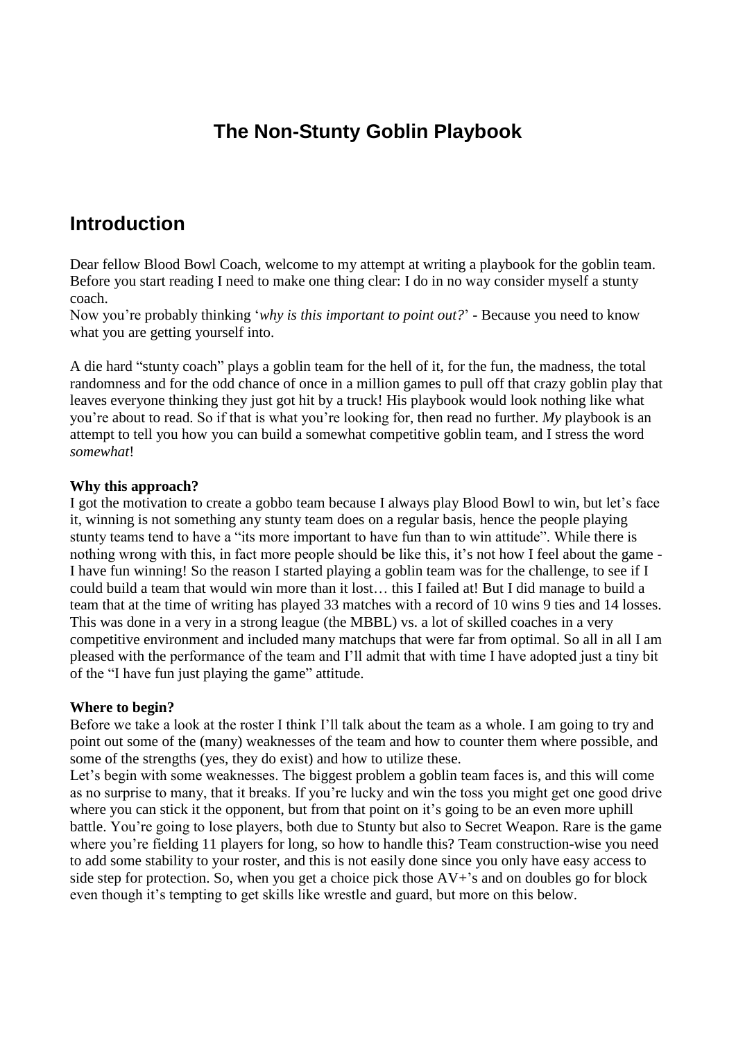# The Non-Stunty Goblin Playbook

## Introduction

Dear fellow Blood Bowl Coach, welcome to my attempt at writing a playbook for the goblin team. Before you start reading I need to make one thing clear: I do in no way consider myself a stunty coach.
Now you're probably thinking '*why is this important to point out?*' - Because you need to know what you are getting yourself into.

A die hard "stunty coach" plays a goblin team for the hell of it, for the fun, the madness, the total randomness and for the odd chance of once in a million games to pull off that crazy goblin play that leaves everyone thinking they just got hit by a truck! His playbook would look nothing like what you're about to read. So if that is what you're looking for, then read no further. *My* playbook is an attempt to tell you how you can build a somewhat competitive goblin team, and I stress the word *somewhat*!

**Why this approach?**
I got the motivation to create a gobbo team because I always play Blood Bowl to win, but let's face it, winning is not something any stunty team does on a regular basis, hence the people playing stunty teams tend to have a "its more important to have fun than to win attitude". While there is nothing wrong with this, in fact more people should be like this, it's not how I feel about the game - I have fun winning! So the reason I started playing a goblin team was for the challenge, to see if I could build a team that would win more than it lost… this I failed at! But I did manage to build a team that at the time of writing has played 33 matches with a record of 10 wins 9 ties and 14 losses. This was done in a very in a strong league (the MBBL) vs. a lot of skilled coaches in a very competitive environment and included many matchups that were far from optimal. So all in all I am pleased with the performance of the team and I'll admit that with time I have adopted just a tiny bit of the "I have fun just playing the game" attitude.

**Where to begin?**
Before we take a look at the roster I think I'll talk about the team as a whole. I am going to try and point out some of the (many) weaknesses of the team and how to counter them where possible, and some of the strengths (yes, they do exist) and how to utilize these.
Let's begin with some weaknesses. The biggest problem a goblin team faces is, and this will come as no surprise to many, that it breaks. If you're lucky and win the toss you might get one good drive where you can stick it the opponent, but from that point on it's going to be an even more uphill battle. You're going to lose players, both due to Stunty but also to Secret Weapon. Rare is the game where you're fielding 11 players for long, so how to handle this? Team construction-wise you need to add some stability to your roster, and this is not easily done since you only have easy access to side step for protection. So, when you get a choice pick those AV+'s and on doubles go for block even though it's tempting to get skills like wrestle and guard, but more on this below.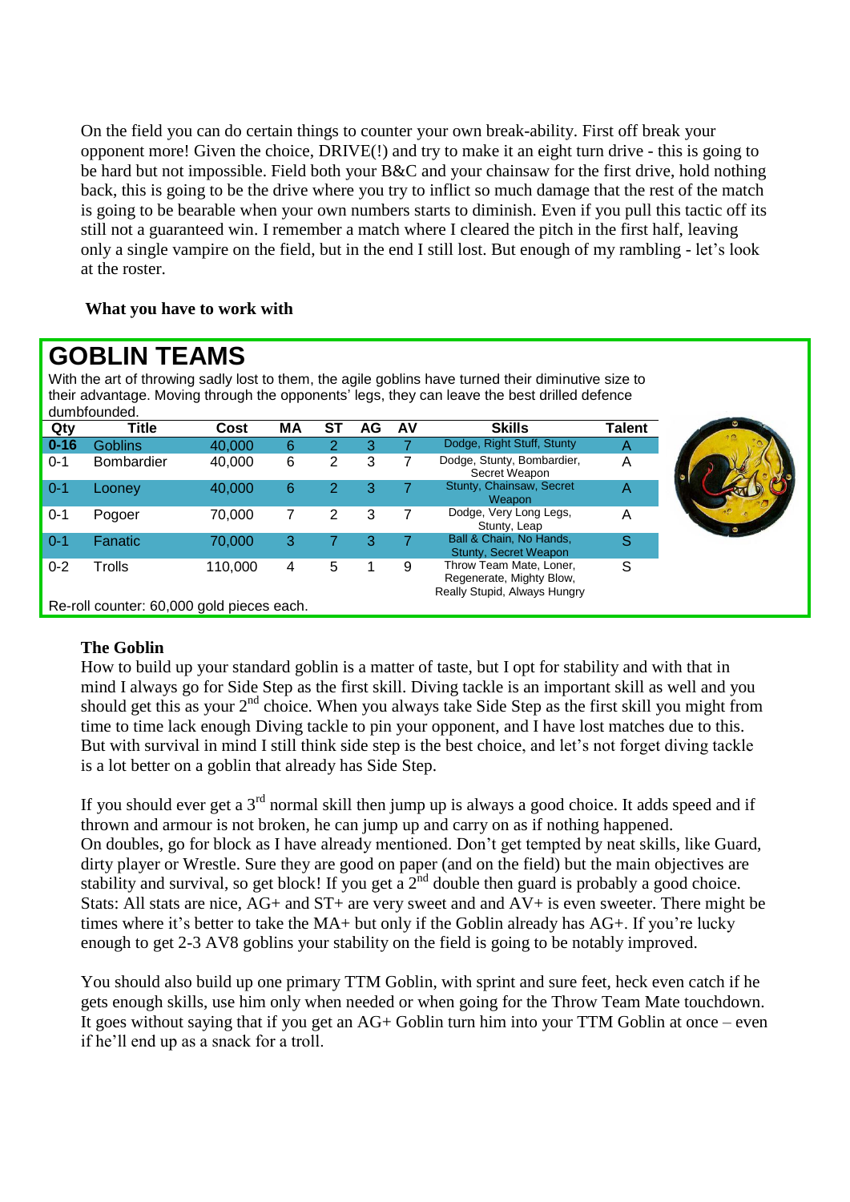On the field you can do certain things to counter your own break-ability. First off break your opponent more! Given the choice, DRIVE(!) and try to make it an eight turn drive - this is going to be hard but not impossible. Field both your B&C and your chainsaw for the first drive, hold nothing back, this is going to be the drive where you try to inflict so much damage that the rest of the match is going to be bearable when your own numbers starts to diminish. Even if you pull this tactic off its still not a guaranteed win. I remember a match where I cleared the pitch in the first half, leaving only a single vampire on the field, but in the end I still lost. But enough of my rambling - let's look at the roster.

**What you have to work with**

## GOBLIN TEAMS

With the art of throwing sadly lost to them, the agile goblins have turned their diminutive size to their advantage. Moving through the opponents' legs, they can leave the best drilled defence dumbfounded.

| Qty | Title | Cost | MA | ST | AG | AV | Skills | Talent |
|---|---|---|---|---|---|---|---|---|
| 0-16 | Goblins | 40,000 | 6 | 2 | 3 | 7 | Dodge, Right Stuff, Stunty | A |
| 0-1 | Bombardier | 40,000 | 6 | 2 | 3 | 7 | Dodge, Stunty, Bombardier, Secret Weapon | A |
| 0-1 | Looney | 40,000 | 6 | 2 | 3 | 7 | Stunty, Chainsaw, Secret Weapon | A |
| 0-1 | Pogoer | 70,000 | 7 | 2 | 3 | 7 | Dodge, Very Long Legs, Stunty, Leap | A |
| 0-1 | Fanatic | 70,000 | 3 | 7 | 3 | 7 | Ball & Chain, No Hands, Stunty, Secret Weapon | S |
| 0-2 | Trolls | 110,000 | 4 | 5 | 1 | 9 | Throw Team Mate, Loner, Regenerate, Mighty Blow, Really Stupid, Always Hungry | S |

Re-roll counter: 60,000 gold pieces each.

**The Goblin**

How to build up your standard goblin is a matter of taste, but I opt for stability and with that in mind I always go for Side Step as the first skill. Diving tackle is an important skill as well and you should get this as your 2nd choice. When you always take Side Step as the first skill you might from time to time lack enough Diving tackle to pin your opponent, and I have lost matches due to this. But with survival in mind I still think side step is the best choice, and let's not forget diving tackle is a lot better on a goblin that already has Side Step.

If you should ever get a 3rd normal skill then jump up is always a good choice. It adds speed and if thrown and armour is not broken, he can jump up and carry on as if nothing happened.
On doubles, go for block as I have already mentioned. Don't get tempted by neat skills, like Guard, dirty player or Wrestle. Sure they are good on paper (and on the field) but the main objectives are stability and survival, so get block! If you get a 2nd double then guard is probably a good choice.
Stats: All stats are nice, AG+ and ST+ are very sweet and and AV+ is even sweeter. There might be times where it's better to take the MA+ but only if the Goblin already has AG+. If you're lucky enough to get 2-3 AV8 goblins your stability on the field is going to be notably improved.

You should also build up one primary TTM Goblin, with sprint and sure feet, heck even catch if he gets enough skills, use him only when needed or when going for the Throw Team Mate touchdown. It goes without saying that if you get an AG+ Goblin turn him into your TTM Goblin at once – even if he'll end up as a snack for a troll.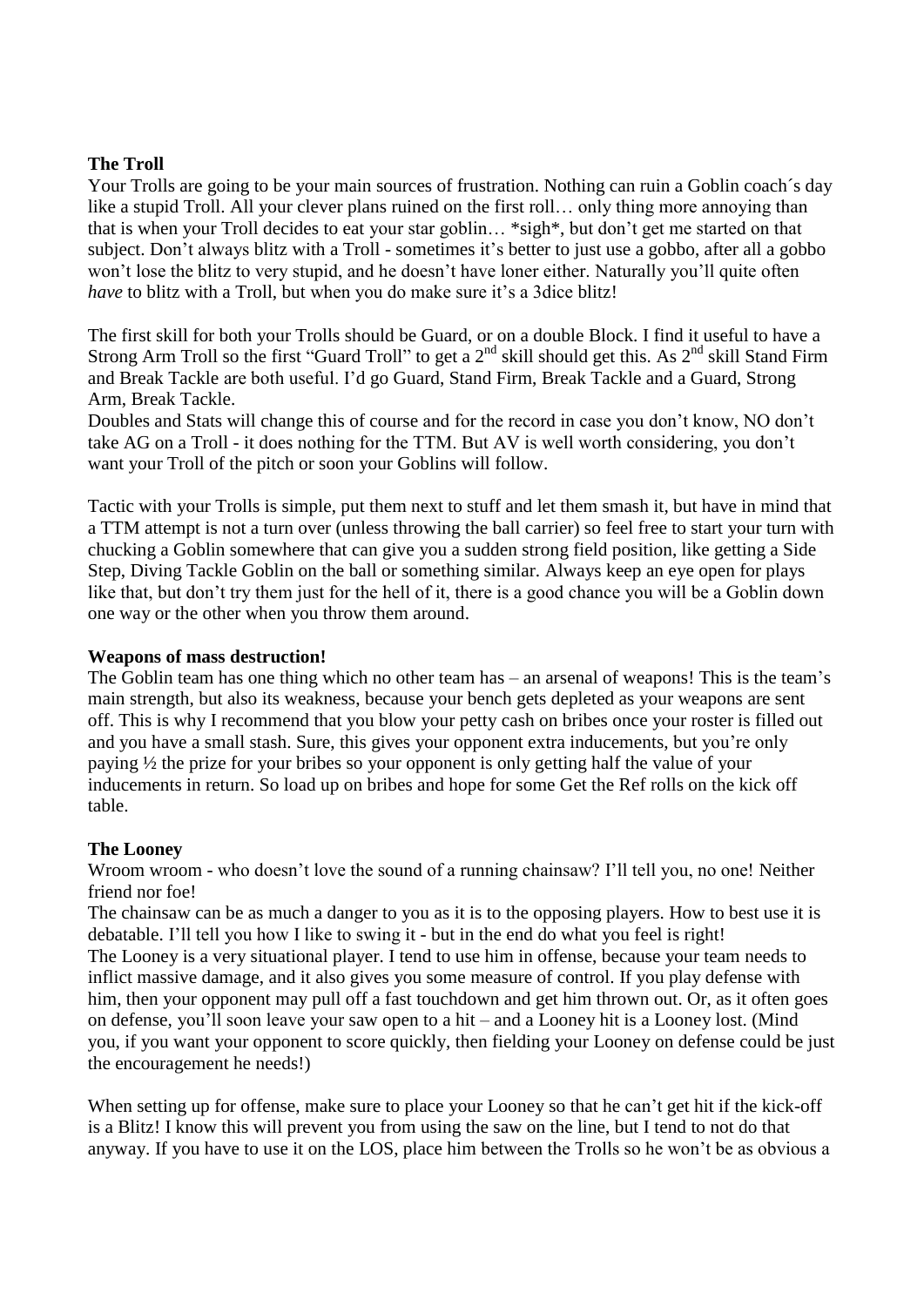**The Troll**

Your Trolls are going to be your main sources of frustration. Nothing can ruin a Goblin coach´s day like a stupid Troll. All your clever plans ruined on the first roll… only thing more annoying than that is when your Troll decides to eat your star goblin… *sigh*, but don't get me started on that subject. Don't always blitz with a Troll - sometimes it's better to just use a gobbo, after all a gobbo won't lose the blitz to very stupid, and he doesn't have loner either. Naturally you'll quite often *have* to blitz with a Troll, but when you do make sure it's a 3dice blitz!

The first skill for both your Trolls should be Guard, or on a double Block. I find it useful to have a Strong Arm Troll so the first "Guard Troll" to get a 2nd skill should get this. As 2nd skill Stand Firm and Break Tackle are both useful. I'd go Guard, Stand Firm, Break Tackle and a Guard, Strong Arm, Break Tackle.

Doubles and Stats will change this of course and for the record in case you don't know, NO don't take AG on a Troll - it does nothing for the TTM. But AV is well worth considering, you don't want your Troll of the pitch or soon your Goblins will follow.

Tactic with your Trolls is simple, put them next to stuff and let them smash it, but have in mind that a TTM attempt is not a turn over (unless throwing the ball carrier) so feel free to start your turn with chucking a Goblin somewhere that can give you a sudden strong field position, like getting a Side Step, Diving Tackle Goblin on the ball or something similar. Always keep an eye open for plays like that, but don't try them just for the hell of it, there is a good chance you will be a Goblin down one way or the other when you throw them around.

**Weapons of mass destruction!**

The Goblin team has one thing which no other team has – an arsenal of weapons! This is the team's main strength, but also its weakness, because your bench gets depleted as your weapons are sent off. This is why I recommend that you blow your petty cash on bribes once your roster is filled out and you have a small stash. Sure, this gives your opponent extra inducements, but you're only paying ½ the prize for your bribes so your opponent is only getting half the value of your inducements in return. So load up on bribes and hope for some Get the Ref rolls on the kick off table.

**The Looney**

Wroom wroom - who doesn't love the sound of a running chainsaw? I'll tell you, no one! Neither friend nor foe!

The chainsaw can be as much a danger to you as it is to the opposing players. How to best use it is debatable. I'll tell you how I like to swing it - but in the end do what you feel is right!

The Looney is a very situational player. I tend to use him in offense, because your team needs to inflict massive damage, and it also gives you some measure of control. If you play defense with him, then your opponent may pull off a fast touchdown and get him thrown out. Or, as it often goes on defense, you'll soon leave your saw open to a hit – and a Looney hit is a Looney lost. (Mind you, if you want your opponent to score quickly, then fielding your Looney on defense could be just the encouragement he needs!)

When setting up for offense, make sure to place your Looney so that he can't get hit if the kick-off is a Blitz! I know this will prevent you from using the saw on the line, but I tend to not do that anyway. If you have to use it on the LOS, place him between the Trolls so he won't be as obvious a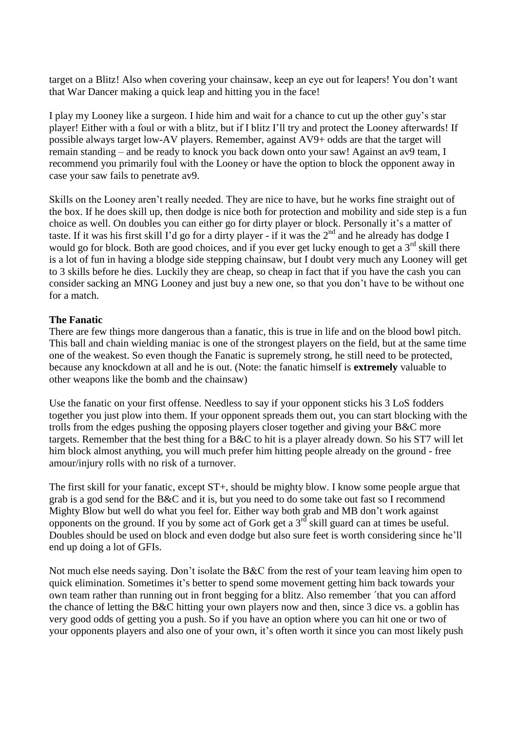target on a Blitz! Also when covering your chainsaw, keep an eye out for leapers! You don't want that War Dancer making a quick leap and hitting you in the face!

I play my Looney like a surgeon. I hide him and wait for a chance to cut up the other guy's star player! Either with a foul or with a blitz, but if I blitz I'll try and protect the Looney afterwards! If possible always target low-AV players. Remember, against AV9+ odds are that the target will remain standing – and be ready to knock you back down onto your saw! Against an av9 team, I recommend you primarily foul with the Looney or have the option to block the opponent away in case your saw fails to penetrate av9.

Skills on the Looney aren't really needed. They are nice to have, but he works fine straight out of the box. If he does skill up, then dodge is nice both for protection and mobility and side step is a fun choice as well. On doubles you can either go for dirty player or block. Personally it's a matter of taste. If it was his first skill I'd go for a dirty player - if it was the 2nd and he already has dodge I would go for block. Both are good choices, and if you ever get lucky enough to get a 3rd skill there is a lot of fun in having a blodge side stepping chainsaw, but I doubt very much any Looney will get to 3 skills before he dies. Luckily they are cheap, so cheap in fact that if you have the cash you can consider sacking an MNG Looney and just buy a new one, so that you don't have to be without one for a match.

**The Fanatic**

There are few things more dangerous than a fanatic, this is true in life and on the blood bowl pitch. This ball and chain wielding maniac is one of the strongest players on the field, but at the same time one of the weakest. So even though the Fanatic is supremely strong, he still need to be protected, because any knockdown at all and he is out. (Note: the fanatic himself is **extremely** valuable to other weapons like the bomb and the chainsaw)

Use the fanatic on your first offense. Needless to say if your opponent sticks his 3 LoS fodders together you just plow into them. If your opponent spreads them out, you can start blocking with the trolls from the edges pushing the opposing players closer together and giving your B&C more targets. Remember that the best thing for a B&C to hit is a player already down. So his ST7 will let him block almost anything, you will much prefer him hitting people already on the ground - free amour/injury rolls with no risk of a turnover.

The first skill for your fanatic, except ST+, should be mighty blow. I know some people argue that grab is a god send for the B&C and it is, but you need to do some take out fast so I recommend Mighty Blow but well do what you feel for. Either way both grab and MB don't work against opponents on the ground. If you by some act of Gork get a 3rd skill guard can at times be useful. Doubles should be used on block and even dodge but also sure feet is worth considering since he'll end up doing a lot of GFIs.

Not much else needs saying. Don't isolate the B&C from the rest of your team leaving him open to quick elimination. Sometimes it's better to spend some movement getting him back towards your own team rather than running out in front begging for a blitz. Also remember ´that you can afford the chance of letting the B&C hitting your own players now and then, since 3 dice vs. a goblin has very good odds of getting you a push. So if you have an option where you can hit one or two of your opponents players and also one of your own, it's often worth it since you can most likely push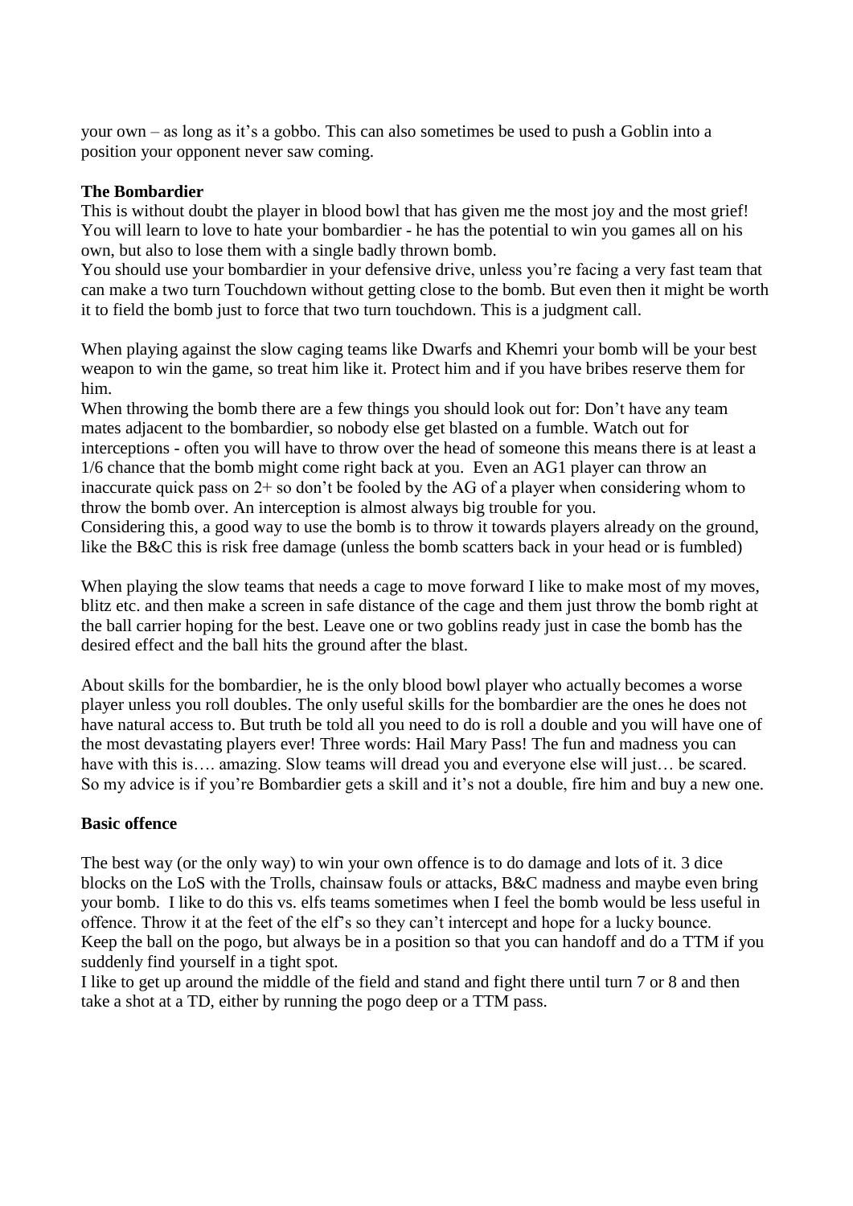your own – as long as it's a gobbo. This can also sometimes be used to push a Goblin into a position your opponent never saw coming.

**The Bombardier**

This is without doubt the player in blood bowl that has given me the most joy and the most grief! You will learn to love to hate your bombardier - he has the potential to win you games all on his own, but also to lose them with a single badly thrown bomb.
You should use your bombardier in your defensive drive, unless you're facing a very fast team that can make a two turn Touchdown without getting close to the bomb. But even then it might be worth it to field the bomb just to force that two turn touchdown. This is a judgment call.

When playing against the slow caging teams like Dwarfs and Khemri your bomb will be your best weapon to win the game, so treat him like it. Protect him and if you have bribes reserve them for him.
When throwing the bomb there are a few things you should look out for: Don't have any team mates adjacent to the bombardier, so nobody else get blasted on a fumble. Watch out for interceptions - often you will have to throw over the head of someone this means there is at least a 1/6 chance that the bomb might come right back at you. Even an AG1 player can throw an inaccurate quick pass on 2+ so don't be fooled by the AG of a player when considering whom to throw the bomb over. An interception is almost always big trouble for you.
Considering this, a good way to use the bomb is to throw it towards players already on the ground, like the B&C this is risk free damage (unless the bomb scatters back in your head or is fumbled)

When playing the slow teams that needs a cage to move forward I like to make most of my moves, blitz etc. and then make a screen in safe distance of the cage and them just throw the bomb right at the ball carrier hoping for the best. Leave one or two goblins ready just in case the bomb has the desired effect and the ball hits the ground after the blast.

About skills for the bombardier, he is the only blood bowl player who actually becomes a worse player unless you roll doubles. The only useful skills for the bombardier are the ones he does not have natural access to. But truth be told all you need to do is roll a double and you will have one of the most devastating players ever! Three words: Hail Mary Pass! The fun and madness you can have with this is…. amazing. Slow teams will dread you and everyone else will just… be scared. So my advice is if you're Bombardier gets a skill and it's not a double, fire him and buy a new one.

**Basic offence**

The best way (or the only way) to win your own offence is to do damage and lots of it. 3 dice blocks on the LoS with the Trolls, chainsaw fouls or attacks, B&C madness and maybe even bring your bomb. I like to do this vs. elfs teams sometimes when I feel the bomb would be less useful in offence. Throw it at the feet of the elf's so they can't intercept and hope for a lucky bounce.
Keep the ball on the pogo, but always be in a position so that you can handoff and do a TTM if you suddenly find yourself in a tight spot.
I like to get up around the middle of the field and stand and fight there until turn 7 or 8 and then take a shot at a TD, either by running the pogo deep or a TTM pass.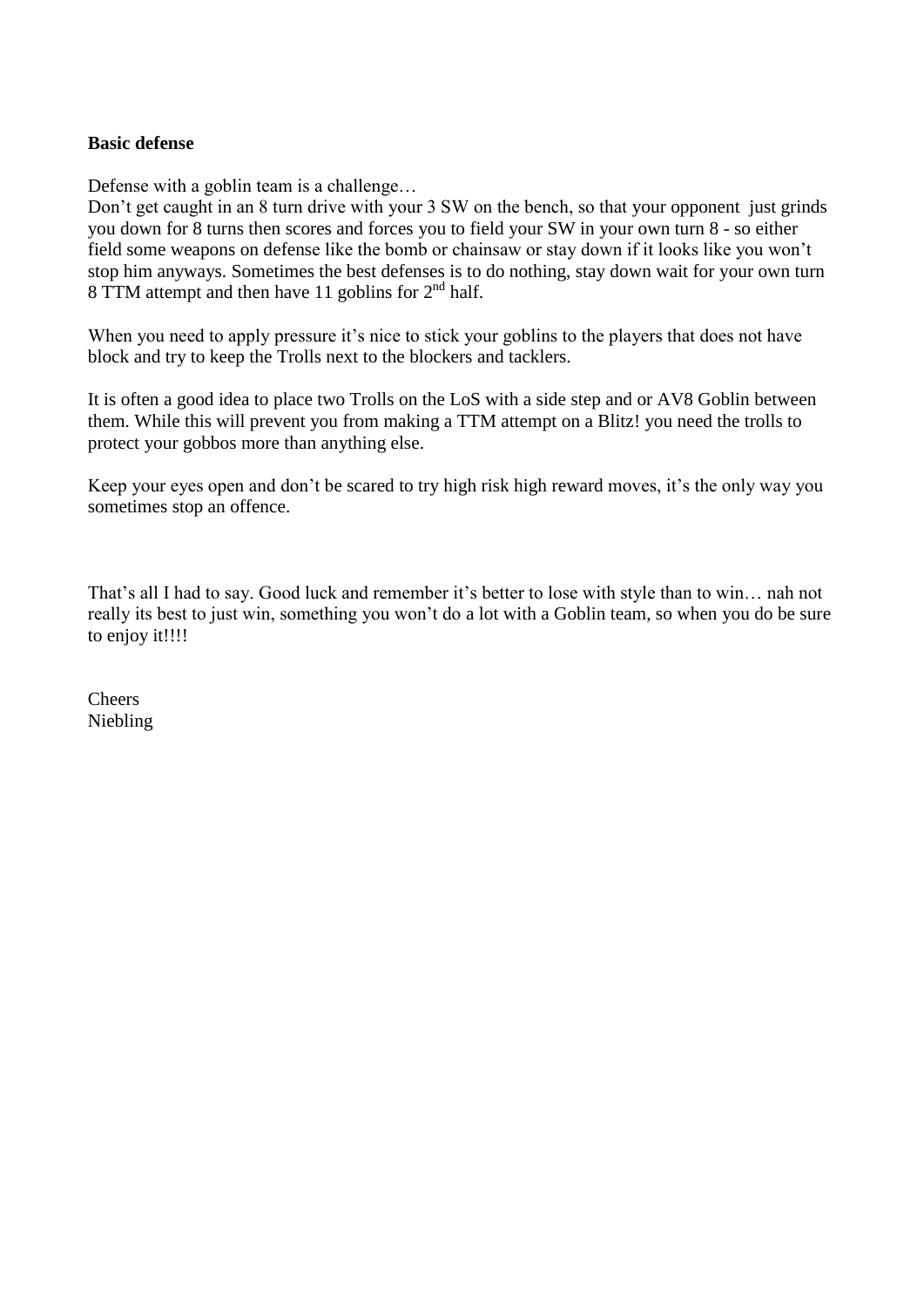**Basic defense**

Defense with a goblin team is a challenge…
Don't get caught in an 8 turn drive with your 3 SW on the bench, so that your opponent just grinds you down for 8 turns then scores and forces you to field your SW in your own turn 8 - so either field some weapons on defense like the bomb or chainsaw or stay down if it looks like you won't stop him anyways. Sometimes the best defenses is to do nothing, stay down wait for your own turn 8 TTM attempt and then have 11 goblins for 2nd half.

When you need to apply pressure it's nice to stick your goblins to the players that does not have block and try to keep the Trolls next to the blockers and tacklers.

It is often a good idea to place two Trolls on the LoS with a side step and or AV8 Goblin between them. While this will prevent you from making a TTM attempt on a Blitz! you need the trolls to protect your gobbos more than anything else.

Keep your eyes open and don't be scared to try high risk high reward moves, it's the only way you sometimes stop an offence.

That's all I had to say. Good luck and remember it's better to lose with style than to win… nah not really its best to just win, something you won't do a lot with a Goblin team, so when you do be sure to enjoy it!!!!

Cheers
Niebling